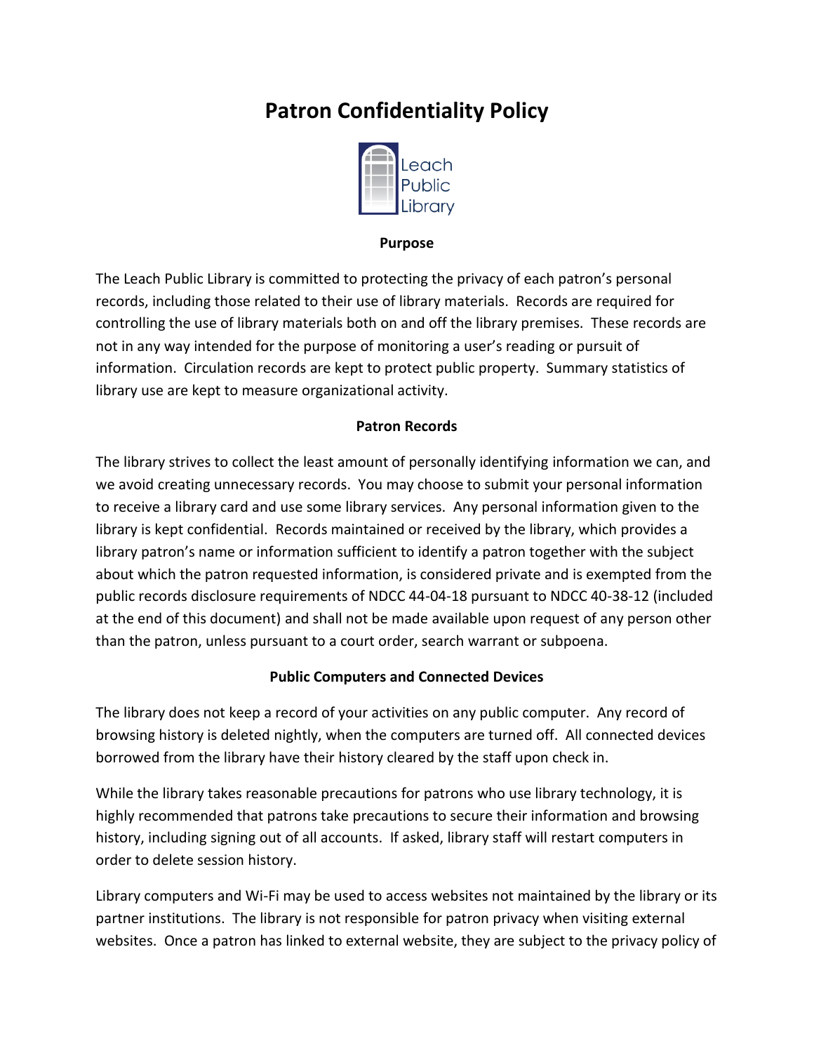# Patron Confidentiality Policy

Leach Public Library

### Purpose

The Leach Public Library is committed to protecting the privacy of each patron's personal records, including those related to their use of library materials. Records are required for controlling the use of library materials both on and off the library premises. These records are not in any way intended for the purpose of monitoring a user's reading or pursuit of information. Circulation records are kept to protect public property. Summary statistics of library use are kept to measure organizational activity.

### Patron Records

The library strives to collect the least amount of personally identifying information we can, and we avoid creating unnecessary records. You may choose to submit your personal information to receive a library card and use some library services. Any personal information given to the library is kept confidential. Records maintained or received by the library, which provides a library patron's name or information sufficient to identify a patron together with the subject about which the patron requested information, is considered private and is exempted from the public records disclosure requirements of NDCC 44-04-18 pursuant to NDCC 40-38-12 (included at the end of this document) and shall not be made available upon request of any person other than the patron, unless pursuant to a court order, search warrant or subpoena.

### Public Computers and Connected Devices

The library does not keep a record of your activities on any public computer. Any record of browsing history is deleted nightly, when the computers are turned off. All connected devices borrowed from the library have their history cleared by the staff upon check in.

While the library takes reasonable precautions for patrons who use library technology, it is highly recommended that patrons take precautions to secure their information and browsing history, including signing out of all accounts. If asked, library staff will restart computers in order to delete session history.

Library computers and Wi-Fi may be used to access websites not maintained by the library or its partner institutions. The library is not responsible for patron privacy when visiting external websites. Once a patron has linked to external website, they are subject to the privacy policy of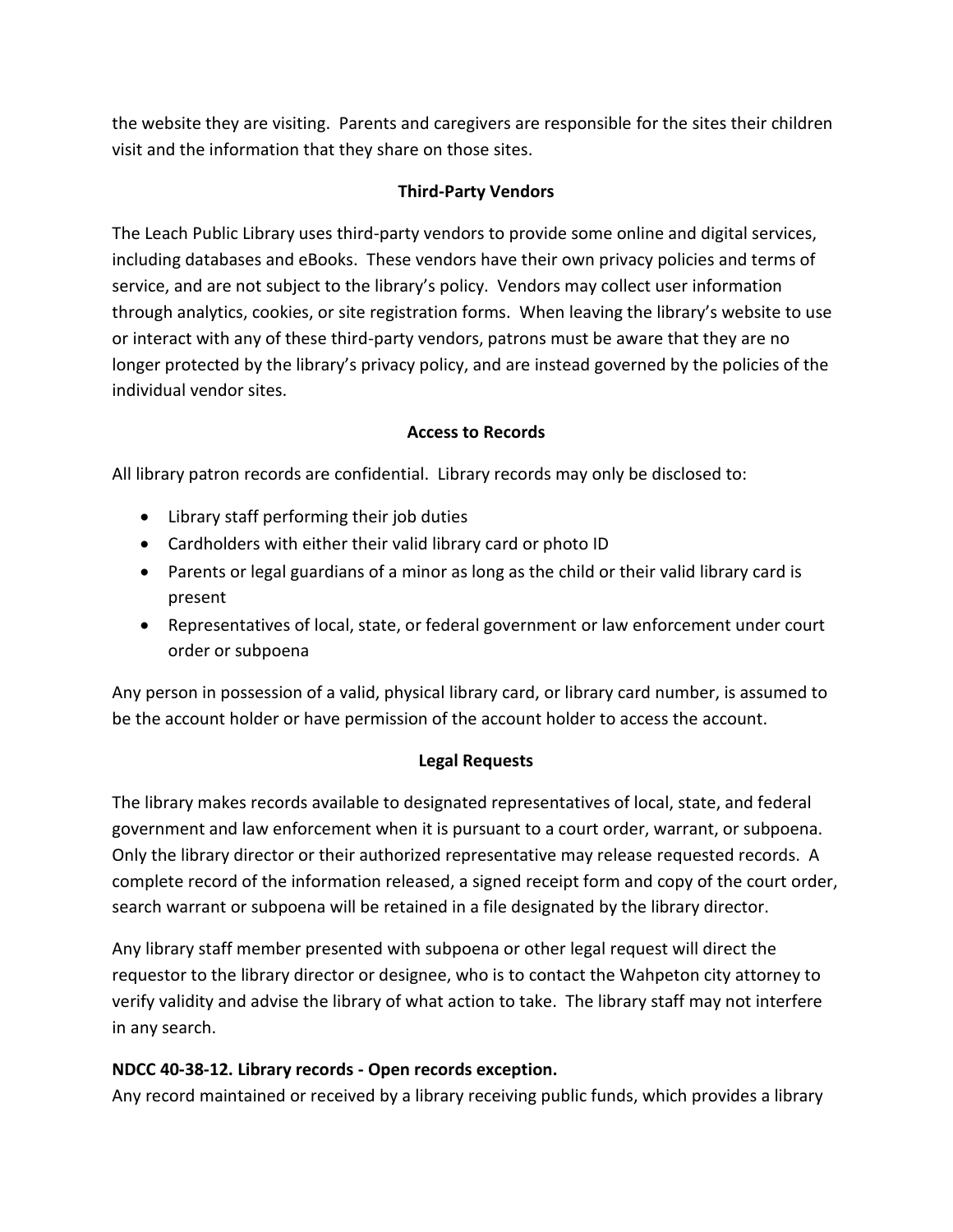the website they are visiting. Parents and caregivers are responsible for the sites their children visit and the information that they share on those sites.

## Third-Party Vendors

The Leach Public Library uses third-party vendors to provide some online and digital services, including databases and eBooks. These vendors have their own privacy policies and terms of service, and are not subject to the library's policy. Vendors may collect user information through analytics, cookies, or site registration forms. When leaving the library's website to use or interact with any of these third-party vendors, patrons must be aware that they are no longer protected by the library's privacy policy, and are instead governed by the policies of the individual vendor sites.

## Access to Records

All library patron records are confidential. Library records may only be disclosed to:

- Library staff performing their job duties
- Cardholders with either their valid library card or photo ID
- Parents or legal guardians of a minor as long as the child or their valid library card is present
- Representatives of local, state, or federal government or law enforcement under court order or subpoena

Any person in possession of a valid, physical library card, or library card number, is assumed to be the account holder or have permission of the account holder to access the account.

## Legal Requests

The library makes records available to designated representatives of local, state, and federal government and law enforcement when it is pursuant to a court order, warrant, or subpoena. Only the library director or their authorized representative may release requested records. A complete record of the information released, a signed receipt form and copy of the court order, search warrant or subpoena will be retained in a file designated by the library director.

Any library staff member presented with subpoena or other legal request will direct the requestor to the library director or designee, who is to contact the Wahpeton city attorney to verify validity and advise the library of what action to take. The library staff may not interfere in any search.

**NDCC 40-38-12. Library records - Open records exception.**
Any record maintained or received by a library receiving public funds, which provides a library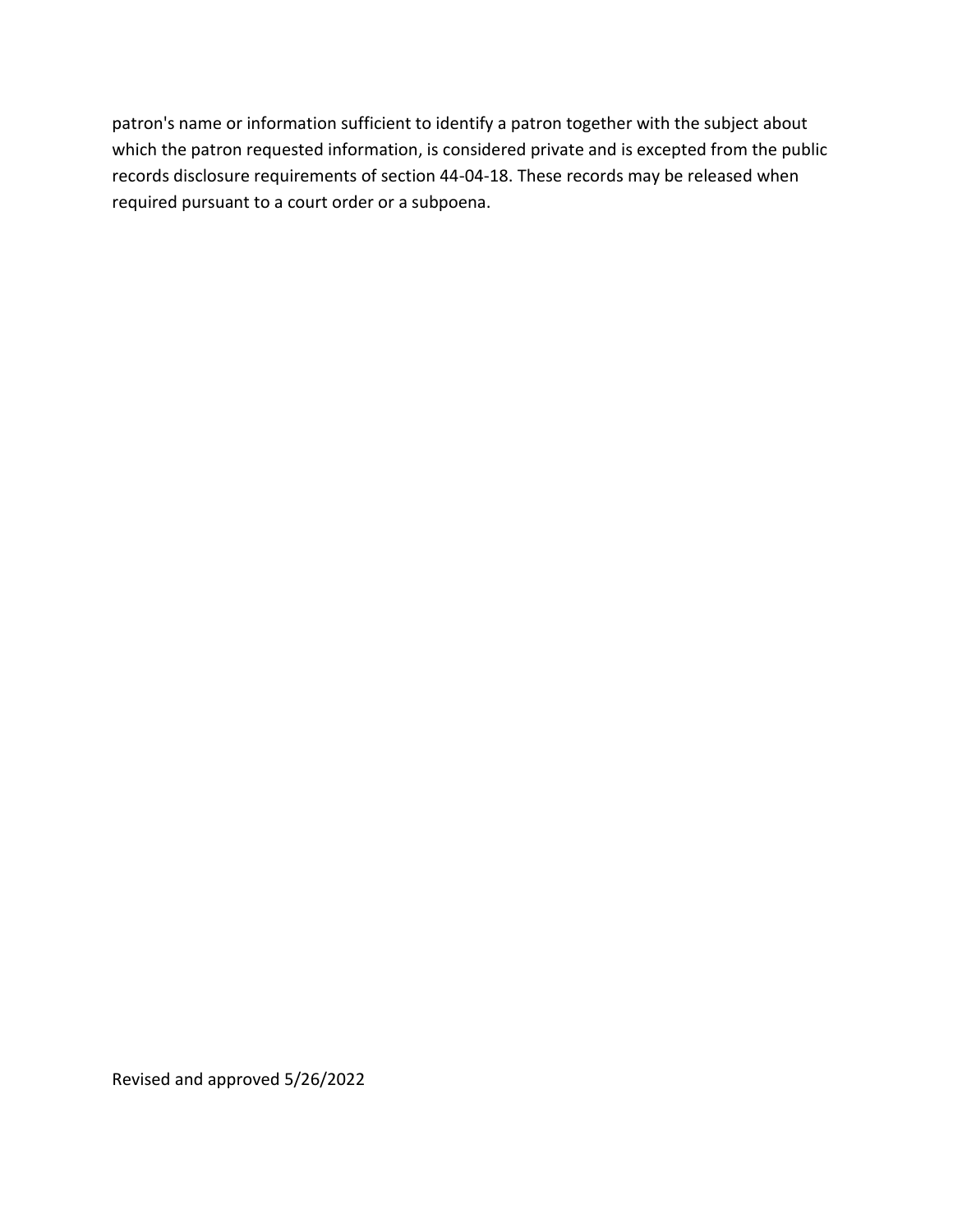patron's name or information sufficient to identify a patron together with the subject about which the patron requested information, is considered private and is excepted from the public records disclosure requirements of section 44-04-18. These records may be released when required pursuant to a court order or a subpoena.

Revised and approved 5/26/2022